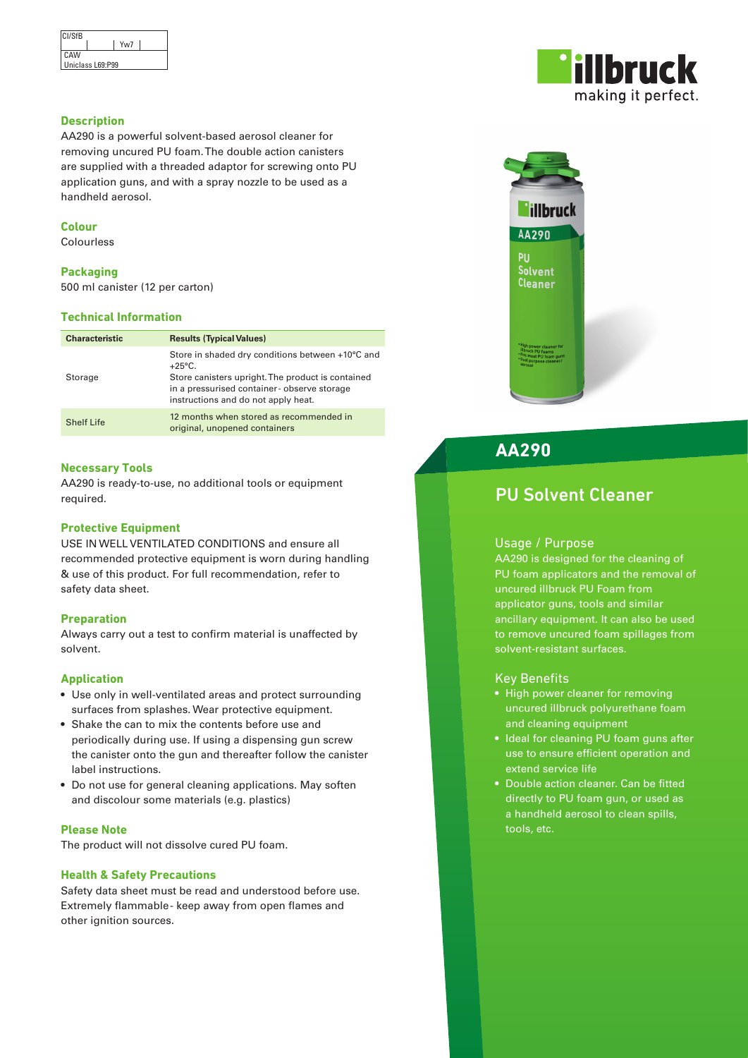| CI/SfB | | Yw7 | |
|---|---|---|---|
| CAW | | | |
| Uniclass L69:P99 | | | |

illbruck
making it perfect.

## Description

AA290 is a powerful solvent-based aerosol cleaner for removing uncured PU foam. The double action canisters are supplied with a threaded adaptor for screwing onto PU application guns, and with a spray nozzle to be used as a handheld aerosol.

## Colour

Colourless

## Packaging

500 ml canister (12 per carton)

## Technical Information

| Characteristic | Results (Typical Values) |
|---|---|
| Storage | Store in shaded dry conditions between +10°C and +25°C. Store canisters upright. The product is contained in a pressurised container - observe storage instructions and do not apply heat. |
| Shelf Life | 12 months when stored as recommended in original, unopened containers |

## Necessary Tools

AA290 is ready-to-use, no additional tools or equipment required.

## Protective Equipment

USE IN WELL VENTILATED CONDITIONS and ensure all recommended protective equipment is worn during handling & use of this product. For full recommendation, refer to safety data sheet.

## Preparation

Always carry out a test to confirm material is unaffected by solvent.

## Application

- Use only in well-ventilated areas and protect surrounding surfaces from splashes. Wear protective equipment.
- Shake the can to mix the contents before use and periodically during use. If using a dispensing gun screw the canister onto the gun and thereafter follow the canister label instructions.
- Do not use for general cleaning applications. May soften and discolour some materials (e.g. plastics)

## Please Note

The product will not dissolve cured PU foam.

## Health & Safety Precautions

Safety data sheet must be read and understood before use. Extremely flammable - keep away from open flames and other ignition sources.

# AA290

# PU Solvent Cleaner

### Usage / Purpose

AA290 is designed for the cleaning of PU foam applicators and the removal of uncured illbruck PU Foam from applicator guns, tools and similar ancillary equipment. It can also be used to remove uncured foam spillages from solvent-resistant surfaces.

### Key Benefits

- High power cleaner for removing uncured illbruck polyurethane foam and cleaning equipment
- Ideal for cleaning PU foam guns after use to ensure efficient operation and extend service life
- Double action cleaner. Can be fitted directly to PU foam gun, or used as a handheld aerosol to clean spills, tools, etc.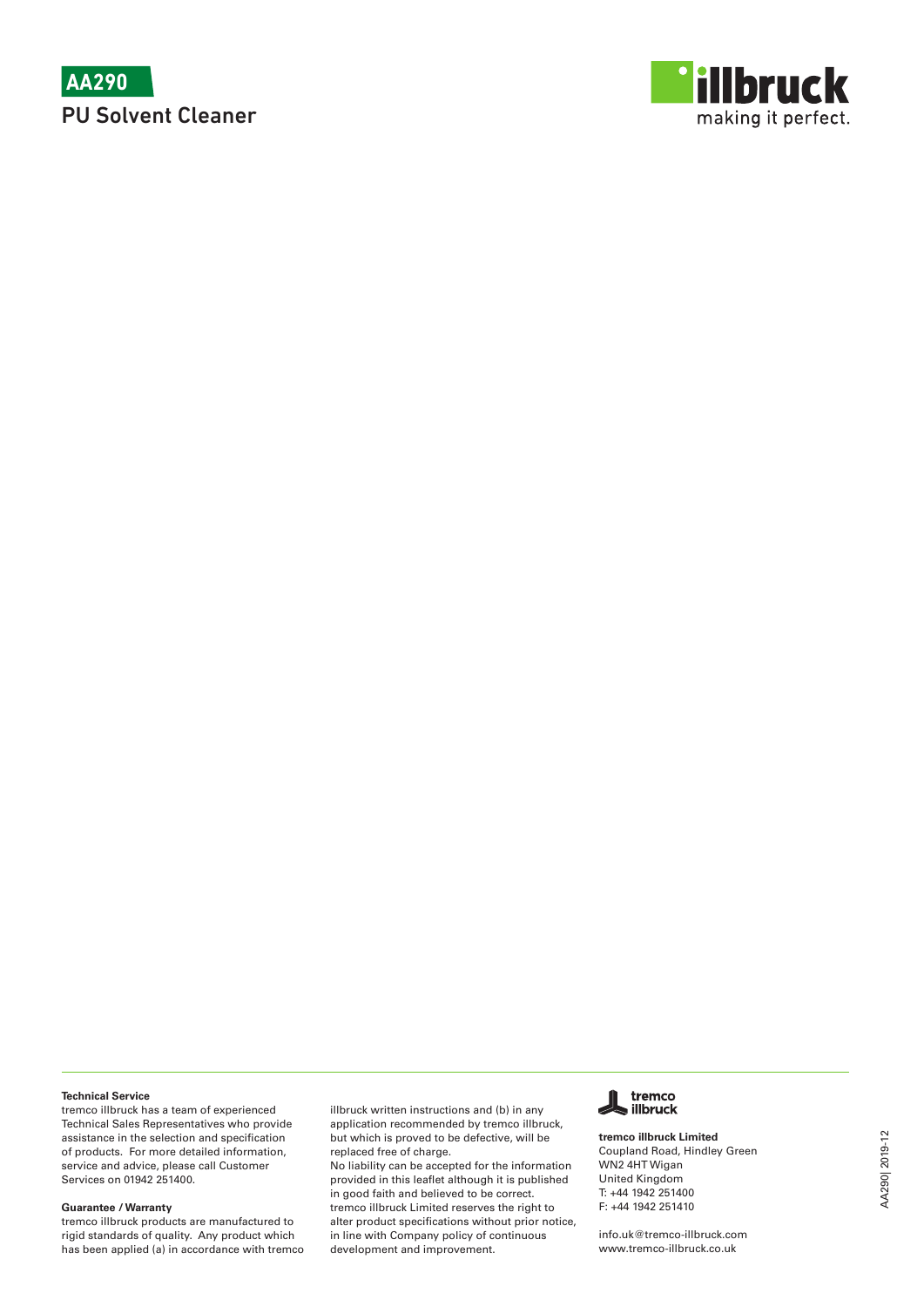# AA290

## PU Solvent Cleaner

illbruck
making it perfect.

**Technical Service**

tremco illbruck has a team of experienced Technical Sales Representatives who provide assistance in the selection and specification of products. For more detailed information, service and advice, please call Customer Services on 01942 251400.

**Guarantee / Warranty**

tremco illbruck products are manufactured to rigid standards of quality. Any product which has been applied (a) in accordance with tremco illbruck written instructions and (b) in any application recommended by tremco illbruck, but which is proved to be defective, will be replaced free of charge.

No liability can be accepted for the information provided in this leaflet although it is published in good faith and believed to be correct. tremco illbruck Limited reserves the right to alter product specifications without prior notice, in line with Company policy of continuous development and improvement.

tremco illbruck

**tremco illbruck Limited**
Coupland Road, Hindley Green
WN2 4HT Wigan
United Kingdom
T: +44 1942 251400
F: +44 1942 251410

info.uk@tremco-illbruck.com
www.tremco-illbruck.co.uk

AA290| 2019-12